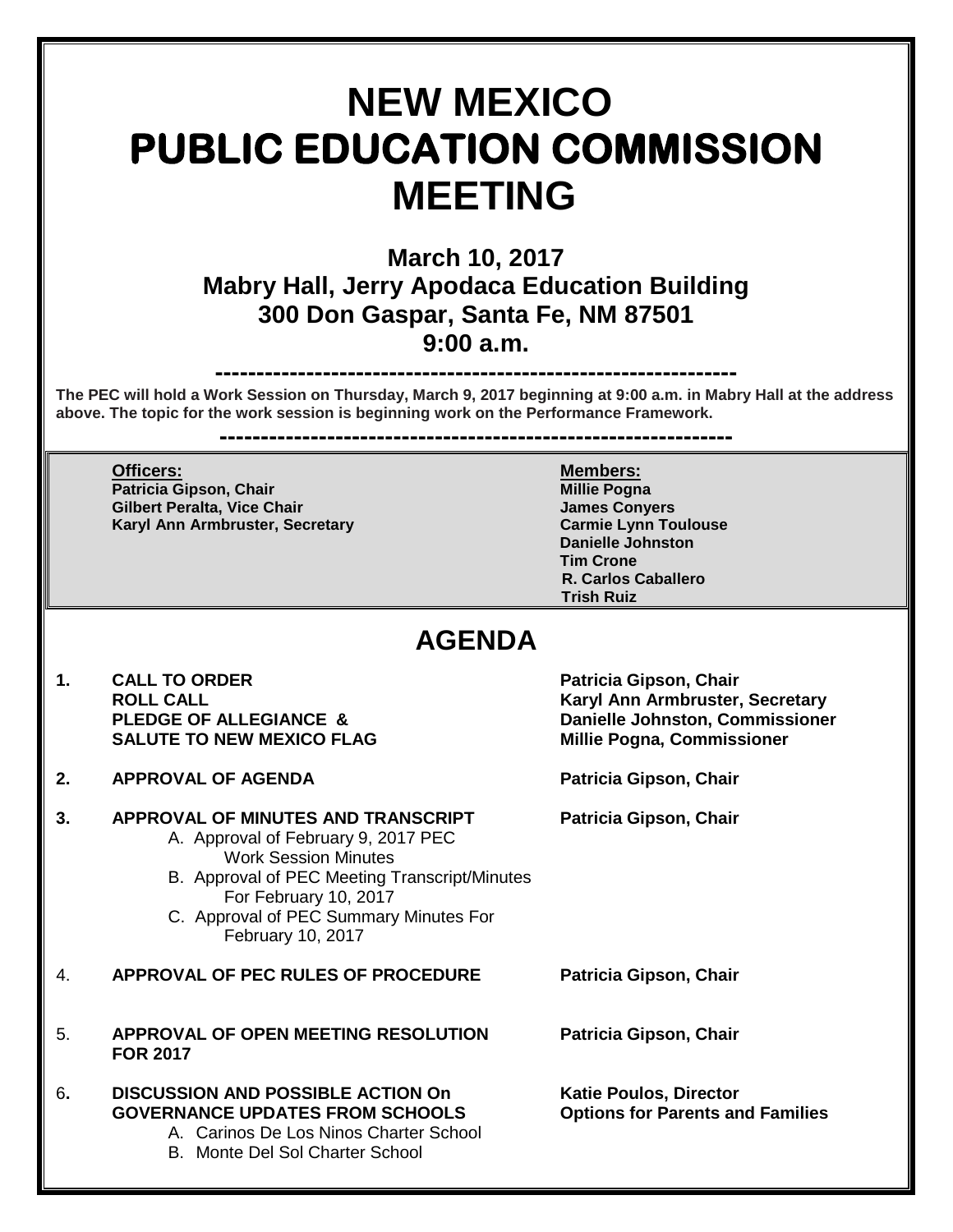# NEW MEXICO
# PUBLIC EDUCATION COMMISSION
# MEETING

## March 10, 2017
## Mabry Hall, Jerry Apodaca Education Building
## 300 Don Gaspar, Santa Fe, NM 87501
## 9:00 a.m.

---

**The PEC will hold a Work Session on Thursday, March 9, 2017 beginning at 9:00 a.m. in Mabry Hall at the address above. The topic for the work session is beginning work on the Performance Framework.**

---

| Officers: | Members: |
|---|---|
| **Patricia Gipson, Chair** | **Millie Pogna** |
| **Gilbert Peralta, Vice Chair** | **James Conyers** |
| **Karyl Ann Armbruster, Secretary** | **Carmie Lynn Toulouse** |
| | **Danielle Johnston** |
| | **Tim Crone** |
| | **R. Carlos Caballero** |
| | **Trish Ruiz** |

## AGENDA

1. **CALL TO ORDER** — **Patricia Gipson, Chair**
   **ROLL CALL** — **Karyl Ann Armbruster, Secretary**
   **PLEDGE OF ALLEGIANCE & SALUTE TO NEW MEXICO FLAG** — **Danielle Johnston, Commissioner; Millie Pogna, Commissioner**

2. **APPROVAL OF AGENDA** — **Patricia Gipson, Chair**

3. **APPROVAL OF MINUTES AND TRANSCRIPT** — **Patricia Gipson, Chair**
   - A. Approval of February 9, 2017 PEC Work Session Minutes
   - B. Approval of PEC Meeting Transcript/Minutes For February 10, 2017
   - C. Approval of PEC Summary Minutes For February 10, 2017

4. **APPROVAL OF PEC RULES OF PROCEDURE** — **Patricia Gipson, Chair**

5. **APPROVAL OF OPEN MEETING RESOLUTION FOR 2017** — **Patricia Gipson, Chair**

6. **DISCUSSION AND POSSIBLE ACTION On GOVERNANCE UPDATES FROM SCHOOLS** — **Katie Poulos, Director, Options for Parents and Families**
   - A. Carinos De Los Ninos Charter School
   - B. Monte Del Sol Charter School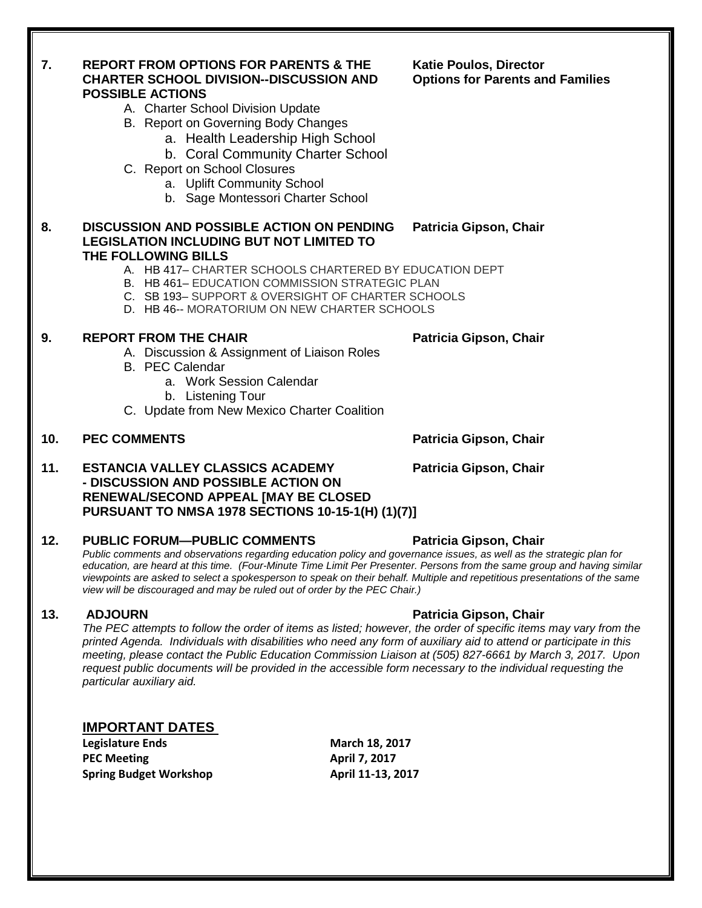**7. REPORT FROM OPTIONS FOR PARENTS & THE CHARTER SCHOOL DIVISION--DISCUSSION AND POSSIBLE ACTIONS** — **Katie Poulos, Director Options for Parents and Families**

- A. Charter School Division Update
- B. Report on Governing Body Changes
  - a. Health Leadership High School
  - b. Coral Community Charter School
- C. Report on School Closures
  - a. Uplift Community School
  - b. Sage Montessori Charter School

**8. DISCUSSION AND POSSIBLE ACTION ON PENDING LEGISLATION INCLUDING BUT NOT LIMITED TO THE FOLLOWING BILLS** — **Patricia Gipson, Chair**

- A. HB 417– CHARTER SCHOOLS CHARTERED BY EDUCATION DEPT
- B. HB 461– EDUCATION COMMISSION STRATEGIC PLAN
- C. SB 193– SUPPORT & OVERSIGHT OF CHARTER SCHOOLS
- D. HB 46-- MORATORIUM ON NEW CHARTER SCHOOLS

**9. REPORT FROM THE CHAIR** — **Patricia Gipson, Chair**

- A. Discussion & Assignment of Liaison Roles
- B. PEC Calendar
  - a. Work Session Calendar
  - b. Listening Tour
- C. Update from New Mexico Charter Coalition

**10. PEC COMMENTS** — **Patricia Gipson, Chair**

**11. ESTANCIA VALLEY CLASSICS ACADEMY - DISCUSSION AND POSSIBLE ACTION ON RENEWAL/SECOND APPEAL [MAY BE CLOSED PURSUANT TO NMSA 1978 SECTIONS 10-15-1(H) (1)(7)]** — **Patricia Gipson, Chair**

**12. PUBLIC FORUM—PUBLIC COMMENTS** — **Patricia Gipson, Chair**

*Public comments and observations regarding education policy and governance issues, as well as the strategic plan for education, are heard at this time. (Four-Minute Time Limit Per Presenter. Persons from the same group and having similar viewpoints are asked to select a spokesperson to speak on their behalf. Multiple and repetitious presentations of the same view will be discouraged and may be ruled out of order by the PEC Chair.)*

**13. ADJOURN** — **Patricia Gipson, Chair**

*The PEC attempts to follow the order of items as listed; however, the order of specific items may vary from the printed Agenda. Individuals with disabilities who need any form of auxiliary aid to attend or participate in this meeting, please contact the Public Education Commission Liaison at (505) 827-6661 by March 3, 2017. Upon request public documents will be provided in the accessible form necessary to the individual requesting the particular auxiliary aid.*

## IMPORTANT DATES

| | |
|---|---|
| **Legislature Ends** | **March 18, 2017** |
| **PEC Meeting** | **April 7, 2017** |
| **Spring Budget Workshop** | **April 11-13, 2017** |